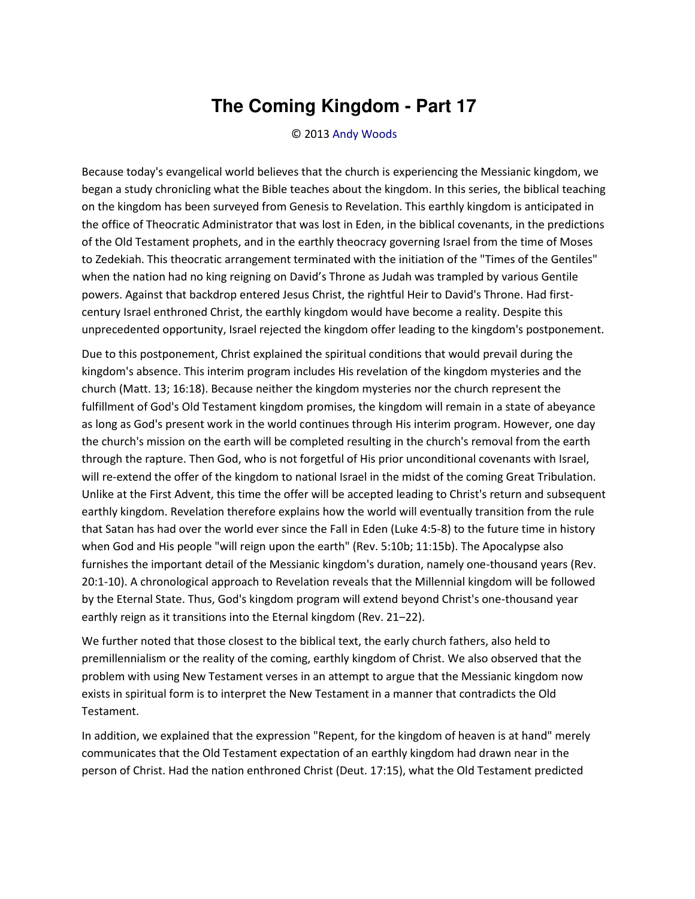# The Coming Kingdom - Part 17

© 2013 Andy Woods

Because today's evangelical world believes that the church is experiencing the Messianic kingdom, we began a study chronicling what the Bible teaches about the kingdom. In this series, the biblical teaching on the kingdom has been surveyed from Genesis to Revelation. This earthly kingdom is anticipated in the office of Theocratic Administrator that was lost in Eden, in the biblical covenants, in the predictions of the Old Testament prophets, and in the earthly theocracy governing Israel from the time of Moses to Zedekiah. This theocratic arrangement terminated with the initiation of the "Times of the Gentiles" when the nation had no king reigning on David's Throne as Judah was trampled by various Gentile powers. Against that backdrop entered Jesus Christ, the rightful Heir to David's Throne. Had first-century Israel enthroned Christ, the earthly kingdom would have become a reality. Despite this unprecedented opportunity, Israel rejected the kingdom offer leading to the kingdom's postponement.

Due to this postponement, Christ explained the spiritual conditions that would prevail during the kingdom's absence. This interim program includes His revelation of the kingdom mysteries and the church (Matt. 13; 16:18). Because neither the kingdom mysteries nor the church represent the fulfillment of God's Old Testament kingdom promises, the kingdom will remain in a state of abeyance as long as God's present work in the world continues through His interim program. However, one day the church's mission on the earth will be completed resulting in the church's removal from the earth through the rapture. Then God, who is not forgetful of His prior unconditional covenants with Israel, will re-extend the offer of the kingdom to national Israel in the midst of the coming Great Tribulation. Unlike at the First Advent, this time the offer will be accepted leading to Christ's return and subsequent earthly kingdom. Revelation therefore explains how the world will eventually transition from the rule that Satan has had over the world ever since the Fall in Eden (Luke 4:5-8) to the future time in history when God and His people "will reign upon the earth" (Rev. 5:10b; 11:15b). The Apocalypse also furnishes the important detail of the Messianic kingdom's duration, namely one-thousand years (Rev. 20:1-10). A chronological approach to Revelation reveals that the Millennial kingdom will be followed by the Eternal State. Thus, God's kingdom program will extend beyond Christ's one-thousand year earthly reign as it transitions into the Eternal kingdom (Rev. 21–22).

We further noted that those closest to the biblical text, the early church fathers, also held to premillennialism or the reality of the coming, earthly kingdom of Christ. We also observed that the problem with using New Testament verses in an attempt to argue that the Messianic kingdom now exists in spiritual form is to interpret the New Testament in a manner that contradicts the Old Testament.

In addition, we explained that the expression "Repent, for the kingdom of heaven is at hand" merely communicates that the Old Testament expectation of an earthly kingdom had drawn near in the person of Christ. Had the nation enthroned Christ (Deut. 17:15), what the Old Testament predicted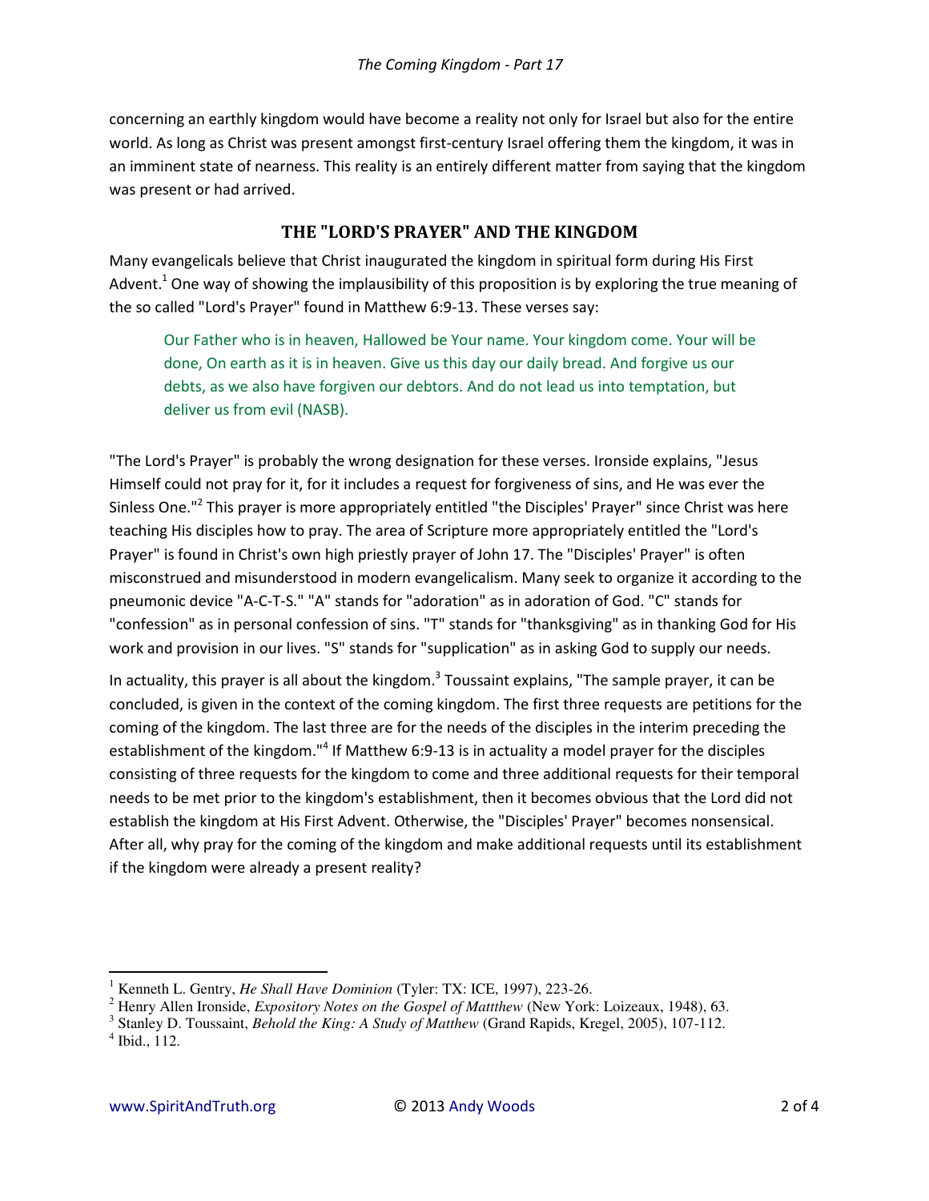concerning an earthly kingdom would have become a reality not only for Israel but also for the entire world. As long as Christ was present amongst first-century Israel offering them the kingdom, it was in an imminent state of nearness. This reality is an entirely different matter from saying that the kingdom was present or had arrived.

## THE "LORD'S PRAYER" AND THE KINGDOM

Many evangelicals believe that Christ inaugurated the kingdom in spiritual form during His First Advent.[1] One way of showing the implausibility of this proposition is by exploring the true meaning of the so called "Lord's Prayer" found in Matthew 6:9-13. These verses say:

> Our Father who is in heaven, Hallowed be Your name. Your kingdom come. Your will be done, On earth as it is in heaven. Give us this day our daily bread. And forgive us our debts, as we also have forgiven our debtors. And do not lead us into temptation, but deliver us from evil (NASB).

"The Lord's Prayer" is probably the wrong designation for these verses. Ironside explains, "Jesus Himself could not pray for it, for it includes a request for forgiveness of sins, and He was ever the Sinless One."[2] This prayer is more appropriately entitled "the Disciples' Prayer" since Christ was here teaching His disciples how to pray. The area of Scripture more appropriately entitled the "Lord's Prayer" is found in Christ's own high priestly prayer of John 17. The "Disciples' Prayer" is often misconstrued and misunderstood in modern evangelicalism. Many seek to organize it according to the pneumonic device "A-C-T-S." "A" stands for "adoration" as in adoration of God. "C" stands for "confession" as in personal confession of sins. "T" stands for "thanksgiving" as in thanking God for His work and provision in our lives. "S" stands for "supplication" as in asking God to supply our needs.

In actuality, this prayer is all about the kingdom.[3] Toussaint explains, "The sample prayer, it can be concluded, is given in the context of the coming kingdom. The first three requests are petitions for the coming of the kingdom. The last three are for the needs of the disciples in the interim preceding the establishment of the kingdom."[4] If Matthew 6:9-13 is in actuality a model prayer for the disciples consisting of three requests for the kingdom to come and three additional requests for their temporal needs to be met prior to the kingdom's establishment, then it becomes obvious that the Lord did not establish the kingdom at His First Advent. Otherwise, the "Disciples' Prayer" becomes nonsensical. After all, why pray for the coming of the kingdom and make additional requests until its establishment if the kingdom were already a present reality?

---

[1] Kenneth L. Gentry, *He Shall Have Dominion* (Tyler: TX: ICE, 1997), 223-26.

[2] Henry Allen Ironside, *Expository Notes on the Gospel of Mattthew* (New York: Loizeaux, 1948), 63.

[3] Stanley D. Toussaint, *Behold the King: A Study of Matthew* (Grand Rapids, Kregel, 2005), 107-112.

[4] Ibid., 112.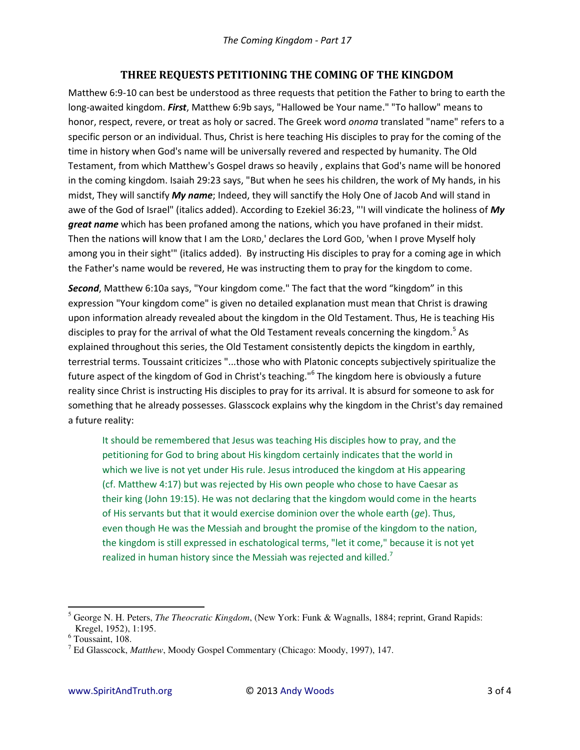## THREE REQUESTS PETITIONING THE COMING OF THE KINGDOM

Matthew 6:9-10 can best be understood as three requests that petition the Father to bring to earth the long-awaited kingdom. ***First***, Matthew 6:9b says, "Hallowed be Your name." "To hallow" means to honor, respect, revere, or treat as holy or sacred. The Greek word *onoma* translated "name" refers to a specific person or an individual. Thus, Christ is here teaching His disciples to pray for the coming of the time in history when God's name will be universally revered and respected by humanity. The Old Testament, from which Matthew's Gospel draws so heavily , explains that God's name will be honored in the coming kingdom. Isaiah 29:23 says, "But when he sees his children, the work of My hands, in his midst, They will sanctify ***My name***; Indeed, they will sanctify the Holy One of Jacob And will stand in awe of the God of Israel" (italics added). According to Ezekiel 36:23, "'I will vindicate the holiness of ***My great name*** which has been profaned among the nations, which you have profaned in their midst. Then the nations will know that I am the LORD,' declares the Lord GOD, 'when I prove Myself holy among you in their sight'" (italics added). By instructing His disciples to pray for a coming age in which the Father's name would be revered, He was instructing them to pray for the kingdom to come.

***Second***, Matthew 6:10a says, "Your kingdom come." The fact that the word "kingdom" in this expression "Your kingdom come" is given no detailed explanation must mean that Christ is drawing upon information already revealed about the kingdom in the Old Testament. Thus, He is teaching His disciples to pray for the arrival of what the Old Testament reveals concerning the kingdom.[5] As explained throughout this series, the Old Testament consistently depicts the kingdom in earthly, terrestrial terms. Toussaint criticizes "...those who with Platonic concepts subjectively spiritualize the future aspect of the kingdom of God in Christ's teaching."[6] The kingdom here is obviously a future reality since Christ is instructing His disciples to pray for its arrival. It is absurd for someone to ask for something that he already possesses. Glasscock explains why the kingdom in the Christ's day remained a future reality:

> It should be remembered that Jesus was teaching His disciples how to pray, and the petitioning for God to bring about His kingdom certainly indicates that the world in which we live is not yet under His rule. Jesus introduced the kingdom at His appearing (cf. Matthew 4:17) but was rejected by His own people who chose to have Caesar as their king (John 19:15). He was not declaring that the kingdom would come in the hearts of His servants but that it would exercise dominion over the whole earth (*ge*). Thus, even though He was the Messiah and brought the promise of the kingdom to the nation, the kingdom is still expressed in eschatological terms, "let it come," because it is not yet realized in human history since the Messiah was rejected and killed.[7]

---

[5] George N. H. Peters, *The Theocratic Kingdom*, (New York: Funk & Wagnalls, 1884; reprint, Grand Rapids: Kregel, 1952), 1:195.

[6] Toussaint, 108.

[7] Ed Glasscock, *Matthew*, Moody Gospel Commentary (Chicago: Moody, 1997), 147.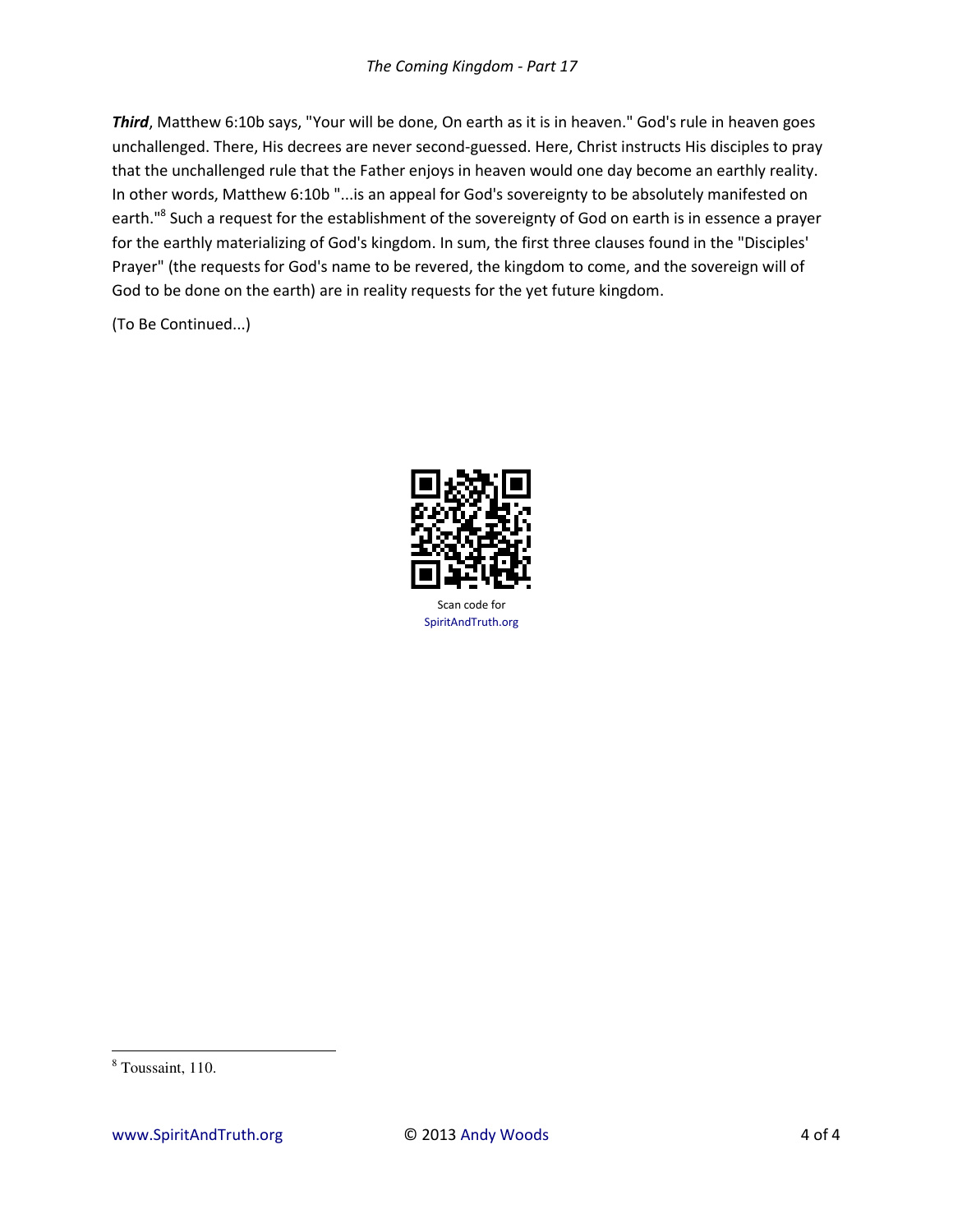***Third***, Matthew 6:10b says, "Your will be done, On earth as it is in heaven." God's rule in heaven goes unchallenged. There, His decrees are never second-guessed. Here, Christ instructs His disciples to pray that the unchallenged rule that the Father enjoys in heaven would one day become an earthly reality. In other words, Matthew 6:10b "...is an appeal for God's sovereignty to be absolutely manifested on earth."[8] Such a request for the establishment of the sovereignty of God on earth is in essence a prayer for the earthly materializing of God's kingdom. In sum, the first three clauses found in the "Disciples' Prayer" (the requests for God's name to be revered, the kingdom to come, and the sovereign will of God to be done on the earth) are in reality requests for the yet future kingdom.

(To Be Continued...)

Scan code for
SpiritAndTruth.org

---

[8] Toussaint, 110.